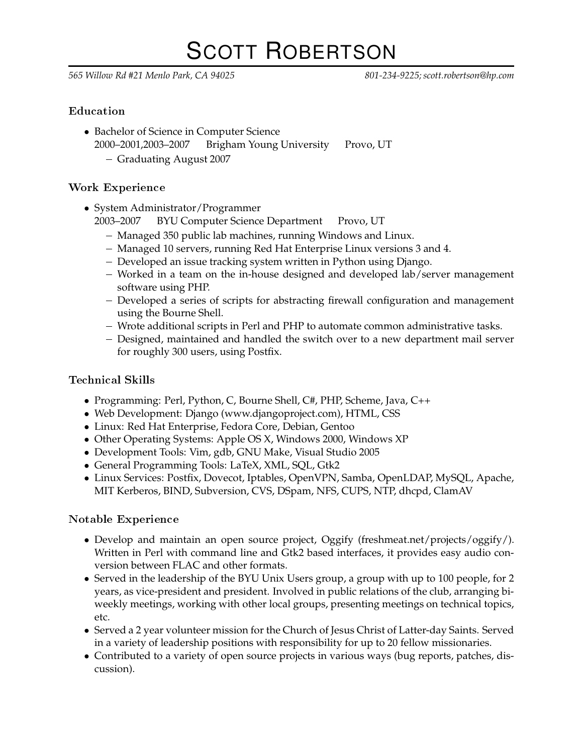# Scott Robertson

*565 Willow Rd #21 Menlo Park, CA 94025* *801-234-9225; scott.robertson@hp.com*

## Education

- Bachelor of Science in Computer Science
  2000–2001,2003–2007 Brigham Young University Provo, UT
  - Graduating August 2007

## Work Experience

- System Administrator/Programmer
  2003–2007 BYU Computer Science Department Provo, UT
  - Managed 350 public lab machines, running Windows and Linux.
  - Managed 10 servers, running Red Hat Enterprise Linux versions 3 and 4.
  - Developed an issue tracking system written in Python using Django.
  - Worked in a team on the in-house designed and developed lab/server management software using PHP.
  - Developed a series of scripts for abstracting firewall configuration and management using the Bourne Shell.
  - Wrote additional scripts in Perl and PHP to automate common administrative tasks.
  - Designed, maintained and handled the switch over to a new department mail server for roughly 300 users, using Postfix.

## Technical Skills

- Programming: Perl, Python, C, Bourne Shell, C#, PHP, Scheme, Java, C++
- Web Development: Django (www.djangoproject.com), HTML, CSS
- Linux: Red Hat Enterprise, Fedora Core, Debian, Gentoo
- Other Operating Systems: Apple OS X, Windows 2000, Windows XP
- Development Tools: Vim, gdb, GNU Make, Visual Studio 2005
- General Programming Tools: LaTeX, XML, SQL, Gtk2
- Linux Services: Postfix, Dovecot, Iptables, OpenVPN, Samba, OpenLDAP, MySQL, Apache, MIT Kerberos, BIND, Subversion, CVS, DSpam, NFS, CUPS, NTP, dhcpd, ClamAV

## Notable Experience

- Develop and maintain an open source project, Oggify (freshmeat.net/projects/oggify/). Written in Perl with command line and Gtk2 based interfaces, it provides easy audio conversion between FLAC and other formats.
- Served in the leadership of the BYU Unix Users group, a group with up to 100 people, for 2 years, as vice-president and president. Involved in public relations of the club, arranging bi-weekly meetings, working with other local groups, presenting meetings on technical topics, etc.
- Served a 2 year volunteer mission for the Church of Jesus Christ of Latter-day Saints. Served in a variety of leadership positions with responsibility for up to 20 fellow missionaries.
- Contributed to a variety of open source projects in various ways (bug reports, patches, discussion).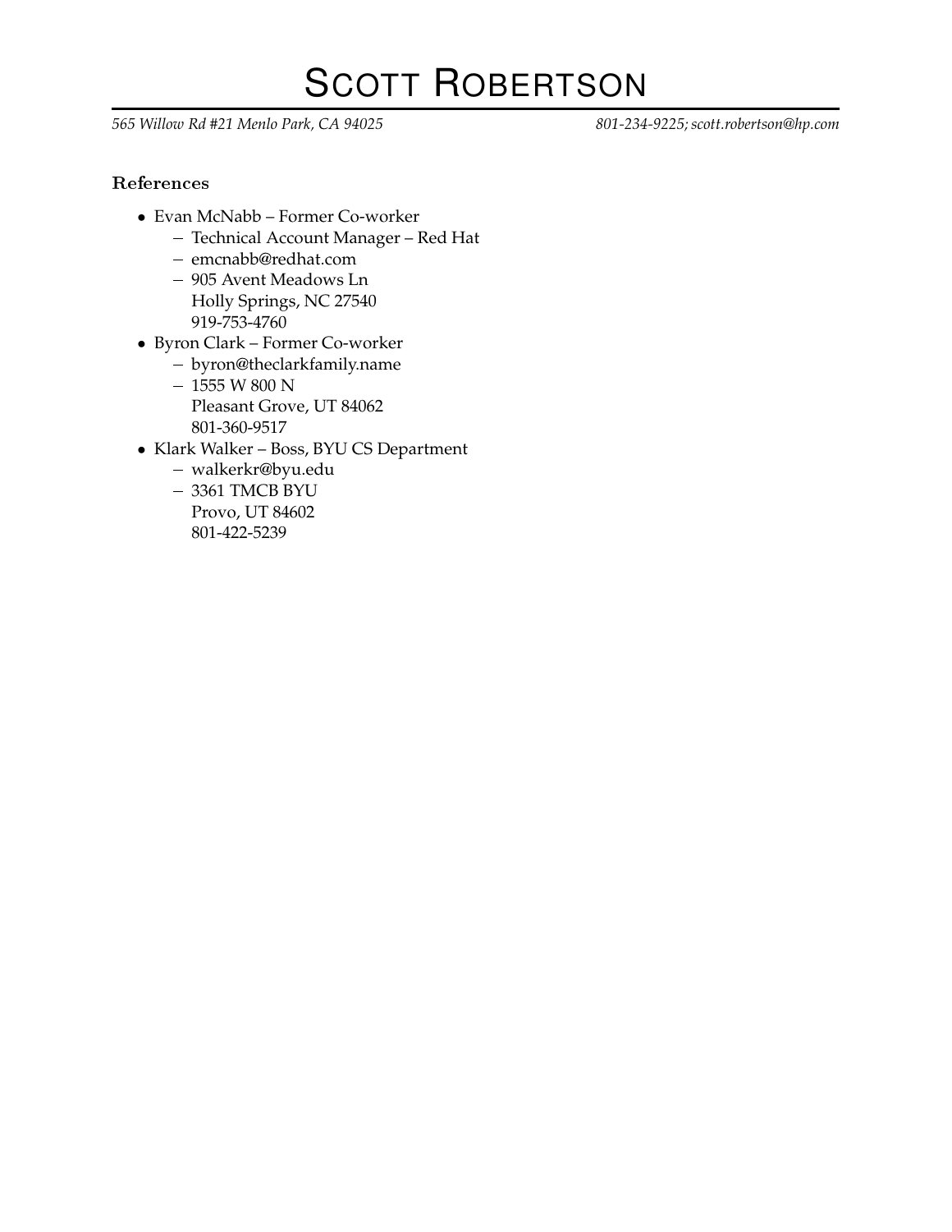# SCOTT ROBERTSON

*565 Willow Rd #21 Menlo Park, CA 94025* *801-234-9225; scott.robertson@hp.com*

## References

- Evan McNabb – Former Co-worker
  - Technical Account Manager – Red Hat
  - emcnabb@redhat.com
  - 905 Avent Meadows Ln
    Holly Springs, NC 27540
    919-753-4760
- Byron Clark – Former Co-worker
  - byron@theclarkfamily.name
  - 1555 W 800 N
    Pleasant Grove, UT 84062
    801-360-9517
- Klark Walker – Boss, BYU CS Department
  - walkerkr@byu.edu
  - 3361 TMCB BYU
    Provo, UT 84602
    801-422-5239